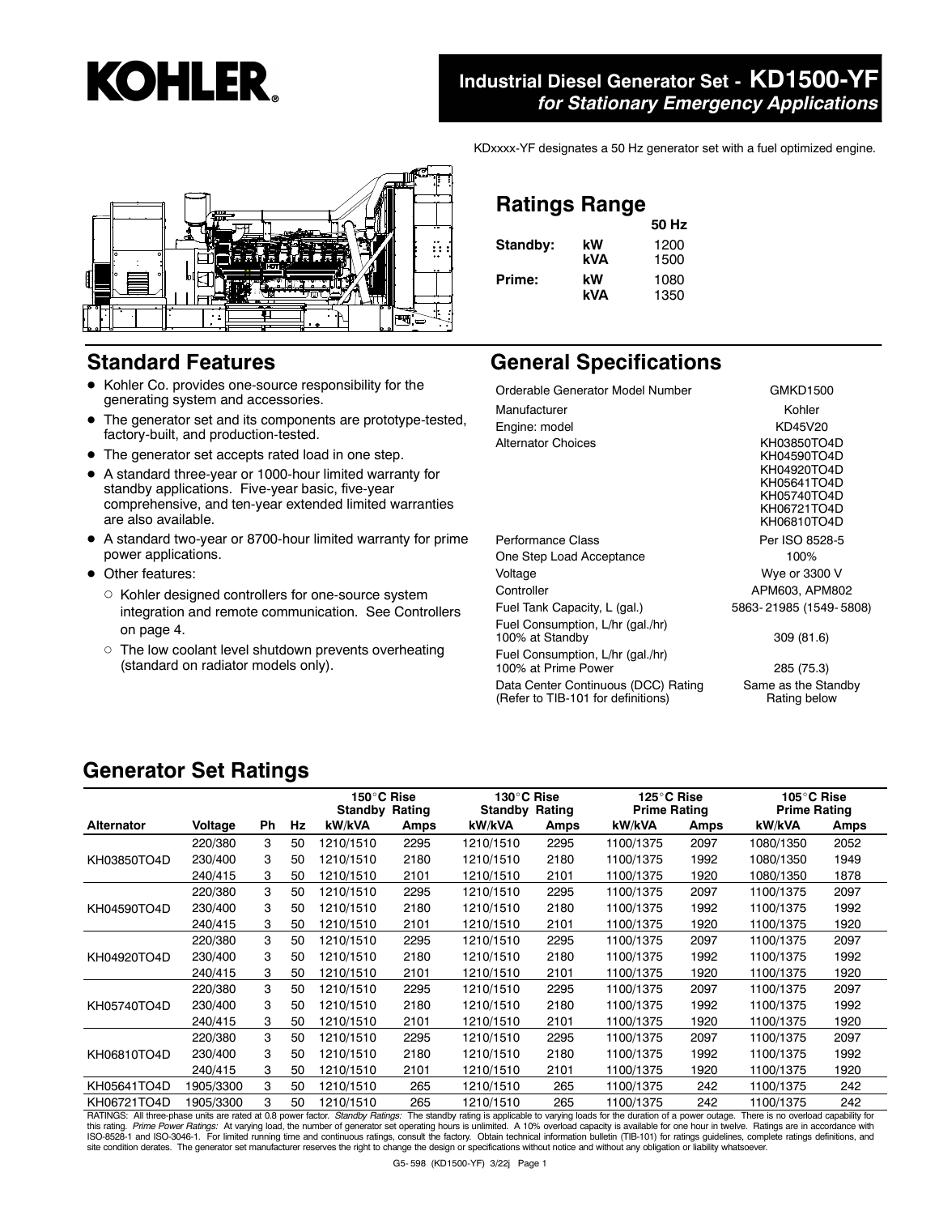# KOHLER.

## Industrial Diesel Generator Set - KD1500-YF
*for Stationary Emergency Applications*

KDxxxx-YF designates a 50 Hz generator set with a fuel optimized engine.

## Ratings Range

| | | 50 Hz |
|---|---|---|
| **Standby:** | **kW** | 1200 |
| | **kVA** | 1500 |
| **Prime:** | **kW** | 1080 |
| | **kVA** | 1350 |

## Standard Features

- Kohler Co. provides one-source responsibility for the generating system and accessories.
- The generator set and its components are prototype-tested, factory-built, and production-tested.
- The generator set accepts rated load in one step.
- A standard three-year or 1000-hour limited warranty for standby applications. Five-year basic, five-year comprehensive, and ten-year extended limited warranties are also available.
- A standard two-year or 8700-hour limited warranty for prime power applications.
- Other features:
  - Kohler designed controllers for one-source system integration and remote communication. See Controllers on page 4.
  - The low coolant level shutdown prevents overheating (standard on radiator models only).

## General Specifications

| | |
|---|---|
| Orderable Generator Model Number | GMKD1500 |
| Manufacturer | Kohler |
| Engine: model | KD45V20 |
| Alternator Choices | KH03850TO4D<br>KH04590TO4D<br>KH04920TO4D<br>KH05641TO4D<br>KH05740TO4D<br>KH06721TO4D<br>KH06810TO4D |
| Performance Class | Per ISO 8528-5 |
| One Step Load Acceptance | 100% |
| Voltage | Wye or 3300 V |
| Controller | APM603, APM802 |
| Fuel Tank Capacity, L (gal.) | 5863-21985 (1549-5808) |
| Fuel Consumption, L/hr (gal./hr) 100% at Standby | 309 (81.6) |
| Fuel Consumption, L/hr (gal./hr) 100% at Prime Power | 285 (75.3) |
| Data Center Continuous (DCC) Rating (Refer to TIB-101 for definitions) | Same as the Standby Rating below |

## Generator Set Ratings

| | | | | 150°C Rise Standby Rating | | 130°C Rise Standby Rating | | 125°C Rise Prime Rating | | 105°C Rise Prime Rating | |
|---|---|---|---|---|---|---|---|---|---|---|---|
| **Alternator** | **Voltage** | **Ph** | **Hz** | **kW/kVA** | **Amps** | **kW/kVA** | **Amps** | **kW/kVA** | **Amps** | **kW/kVA** | **Amps** |
| KH03850TO4D | 220/380 | 3 | 50 | 1210/1510 | 2295 | 1210/1510 | 2295 | 1100/1375 | 2097 | 1080/1350 | 2052 |
| | 230/400 | 3 | 50 | 1210/1510 | 2180 | 1210/1510 | 2180 | 1100/1375 | 1992 | 1080/1350 | 1949 |
| | 240/415 | 3 | 50 | 1210/1510 | 2101 | 1210/1510 | 2101 | 1100/1375 | 1920 | 1080/1350 | 1878 |
| KH04590TO4D | 220/380 | 3 | 50 | 1210/1510 | 2295 | 1210/1510 | 2295 | 1100/1375 | 2097 | 1100/1375 | 2097 |
| | 230/400 | 3 | 50 | 1210/1510 | 2180 | 1210/1510 | 2180 | 1100/1375 | 1992 | 1100/1375 | 1992 |
| | 240/415 | 3 | 50 | 1210/1510 | 2101 | 1210/1510 | 2101 | 1100/1375 | 1920 | 1100/1375 | 1920 |
| KH04920TO4D | 220/380 | 3 | 50 | 1210/1510 | 2295 | 1210/1510 | 2295 | 1100/1375 | 2097 | 1100/1375 | 2097 |
| | 230/400 | 3 | 50 | 1210/1510 | 2180 | 1210/1510 | 2180 | 1100/1375 | 1992 | 1100/1375 | 1992 |
| | 240/415 | 3 | 50 | 1210/1510 | 2101 | 1210/1510 | 2101 | 1100/1375 | 1920 | 1100/1375 | 1920 |
| KH05740TO4D | 220/380 | 3 | 50 | 1210/1510 | 2295 | 1210/1510 | 2295 | 1100/1375 | 2097 | 1100/1375 | 2097 |
| | 230/400 | 3 | 50 | 1210/1510 | 2180 | 1210/1510 | 2180 | 1100/1375 | 1992 | 1100/1375 | 1992 |
| | 240/415 | 3 | 50 | 1210/1510 | 2101 | 1210/1510 | 2101 | 1100/1375 | 1920 | 1100/1375 | 1920 |
| KH06810TO4D | 220/380 | 3 | 50 | 1210/1510 | 2295 | 1210/1510 | 2295 | 1100/1375 | 2097 | 1100/1375 | 2097 |
| | 230/400 | 3 | 50 | 1210/1510 | 2180 | 1210/1510 | 2180 | 1100/1375 | 1992 | 1100/1375 | 1992 |
| | 240/415 | 3 | 50 | 1210/1510 | 2101 | 1210/1510 | 2101 | 1100/1375 | 1920 | 1100/1375 | 1920 |
| KH05641TO4D | 1905/3300 | 3 | 50 | 1210/1510 | 265 | 1210/1510 | 265 | 1100/1375 | 242 | 1100/1375 | 242 |
| KH06721TO4D | 1905/3300 | 3 | 50 | 1210/1510 | 265 | 1210/1510 | 265 | 1100/1375 | 242 | 1100/1375 | 242 |

RATINGS: All three-phase units are rated at 0.8 power factor. *Standby Ratings:* The standby rating is applicable to varying loads for the duration of a power outage. There is no overload capability for this rating. *Prime Power Ratings:* At varying load, the number of generator set operating hours is unlimited. A 10% overload capacity is available for one hour in twelve. Ratings are in accordance with ISO-8528-1 and ISO-3046-1. For limited running time and continuous ratings, consult the factory. Obtain technical information bulletin (TIB-101) for ratings guidelines, complete ratings definitions, and site condition derates. The generator set manufacturer reserves the right to change the design or specifications without notice and without any obligation or liability whatsoever.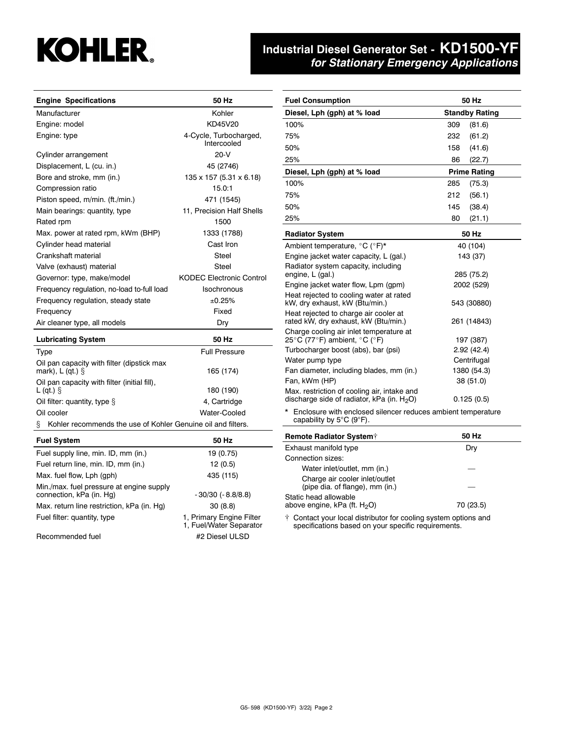# Industrial Diesel Generator Set - KD1500-YF
## *for Stationary Emergency Applications*

| Engine Specifications | 50 Hz |
|---|---|
| Manufacturer | Kohler |
| Engine: model | KD45V20 |
| Engine: type | 4-Cycle, Turbocharged, Intercooled |
| Cylinder arrangement | 20-V |
| Displacement, L (cu. in.) | 45 (2746) |
| Bore and stroke, mm (in.) | 135 x 157 (5.31 x 6.18) |
| Compression ratio | 15.0:1 |
| Piston speed, m/min. (ft./min.) | 471 (1545) |
| Main bearings: quantity, type | 11, Precision Half Shells |
| Rated rpm | 1500 |
| Max. power at rated rpm, kWm (BHP) | 1333 (1788) |
| Cylinder head material | Cast Iron |
| Crankshaft material | Steel |
| Valve (exhaust) material | Steel |
| Governor: type, make/model | KODEC Electronic Control |
| Frequency regulation, no-load to-full load | Isochronous |
| Frequency regulation, steady state | ±0.25% |
| Frequency | Fixed |
| Air cleaner type, all models | Dry |

| Lubricating System | 50 Hz |
|---|---|
| Type | Full Pressure |
| Oil pan capacity with filter (dipstick max mark), L (qt.) § | 165 (174) |
| Oil pan capacity with filter (initial fill), L (qt.) § | 180 (190) |
| Oil filter: quantity, type § | 4, Cartridge |
| Oil cooler | Water-Cooled |

§ Kohler recommends the use of Kohler Genuine oil and filters.

| Fuel System | 50 Hz |
|---|---|
| Fuel supply line, min. ID, mm (in.) | 19 (0.75) |
| Fuel return line, min. ID, mm (in.) | 12 (0.5) |
| Max. fuel flow, Lph (gph) | 435 (115) |
| Min./max. fuel pressure at engine supply connection, kPa (in. Hg) | -30/30 (-8.8/8.8) |
| Max. return line restriction, kPa (in. Hg) | 30 (8.8) |
| Fuel filter: quantity, type | 1, Primary Engine Filter<br>1, Fuel/Water Separator |
| Recommended fuel | #2 Diesel ULSD |

| Fuel Consumption | 50 Hz |
|---|---|
| **Diesel, Lph (gph) at % load** | **Standby Rating** |
| 100% | 309 (81.6) |
| 75% | 232 (61.2) |
| 50% | 158 (41.6) |
| 25% | 86 (22.7) |
| **Diesel, Lph (gph) at % load** | **Prime Rating** |
| 100% | 285 (75.3) |
| 75% | 212 (56.1) |
| 50% | 145 (38.4) |
| 25% | 80 (21.1) |

| Radiator System | 50 Hz |
|---|---|
| Ambient temperature, °C (°F)* | 40 (104) |
| Engine jacket water capacity, L (gal.) | 143 (37) |
| Radiator system capacity, including engine, L (gal.) | 285 (75.2) |
| Engine jacket water flow, Lpm (gpm) | 2002 (529) |
| Heat rejected to cooling water at rated kW, dry exhaust, kW (Btu/min.) | 543 (30880) |
| Heat rejected to charge air cooler at rated kW, dry exhaust, kW (Btu/min.) | 261 (14843) |
| Charge cooling air inlet temperature at 25°C (77°F) ambient, °C (°F) | 197 (387) |
| Turbocharger boost (abs), bar (psi) | 2.92 (42.4) |
| Water pump type | Centrifugal |
| Fan diameter, including blades, mm (in.) | 1380 (54.3) |
| Fan, kWm (HP) | 38 (51.0) |
| Max. restriction of cooling air, intake and discharge side of radiator, kPa (in. $H_2O$) | 0.125 (0.5) |

* Enclosure with enclosed silencer reduces ambient temperature capability by 5°C (9°F).

| Remote Radiator System† | 50 Hz |
|---|---|
| Exhaust manifold type | Dry |
| Connection sizes: | |
| Water inlet/outlet, mm (in.) | — |
| Charge air cooler inlet/outlet (pipe dia. of flange), mm (in.) | — |
| Static head allowable above engine, kPa (ft. $H_2O$) | 70 (23.5) |

† Contact your local distributor for cooling system options and specifications based on your specific requirements.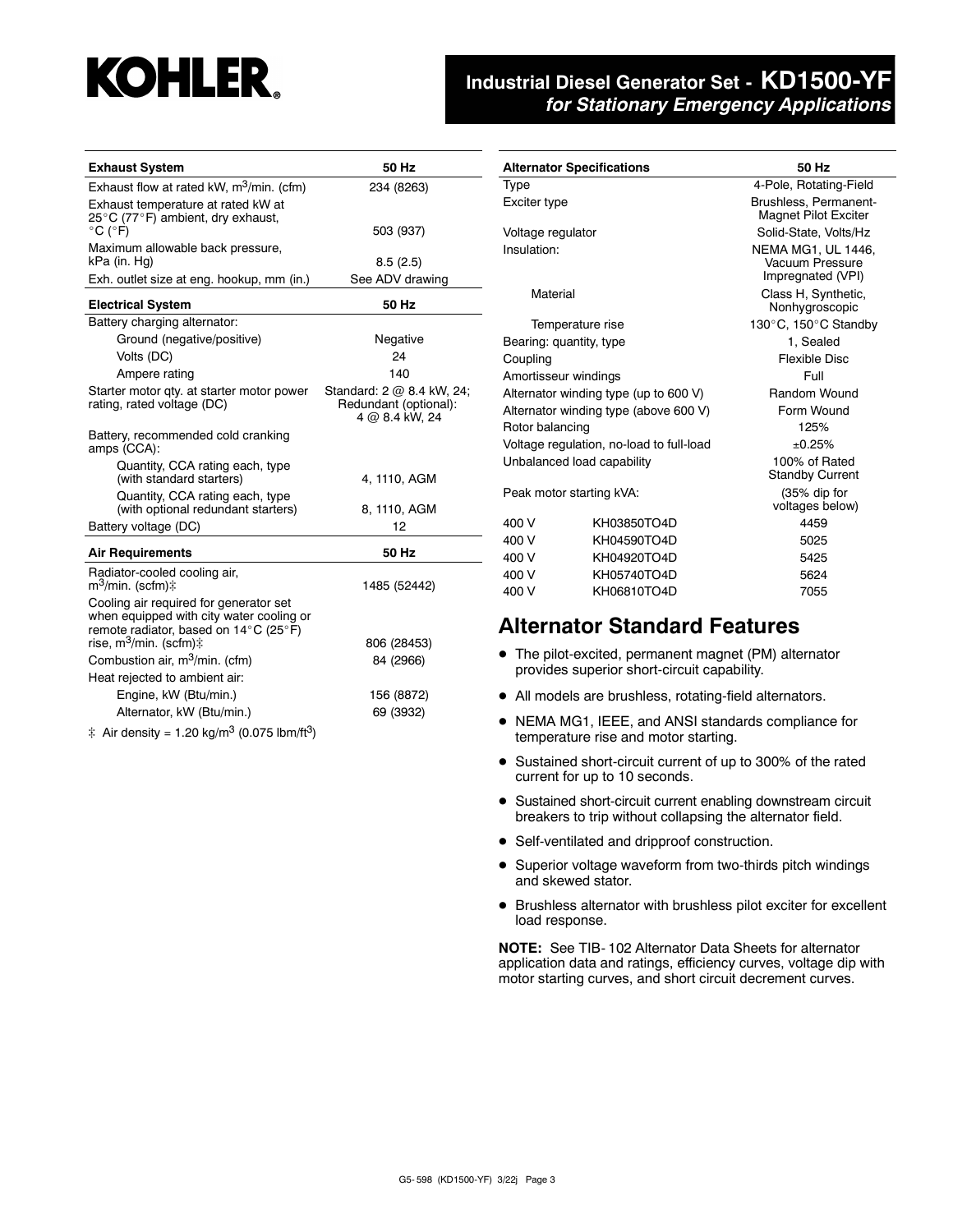# Industrial Diesel Generator Set - KD1500-YF
## *for Stationary Emergency Applications*

| Exhaust System | 50 Hz |
|---|---|
| Exhaust flow at rated kW, $m^3$/min. (cfm) | 234 (8263) |
| Exhaust temperature at rated kW at 25°C (77°F) ambient, dry exhaust, °C (°F) | 503 (937) |
| Maximum allowable back pressure, kPa (in. Hg) | 8.5 (2.5) |
| Exh. outlet size at eng. hookup, mm (in.) | See ADV drawing |

| Electrical System | 50 Hz |
|---|---|
| Battery charging alternator: | |
| Ground (negative/positive) | Negative |
| Volts (DC) | 24 |
| Ampere rating | 140 |
| Starter motor qty. at starter motor power rating, rated voltage (DC) | Standard: 2 @ 8.4 kW, 24; Redundant (optional): 4 @ 8.4 kW, 24 |
| Battery, recommended cold cranking amps (CCA): | |
| Quantity, CCA rating each, type (with standard starters) | 4, 1110, AGM |
| Quantity, CCA rating each, type (with optional redundant starters) | 8, 1110, AGM |
| Battery voltage (DC) | 12 |

| Air Requirements | 50 Hz |
|---|---|
| Radiator-cooled cooling air, $m^3$/min. (scfm)‡ | 1485 (52442) |
| Cooling air required for generator set when equipped with city water cooling or remote radiator, based on 14°C (25°F) rise, $m^3$/min. (scfm)‡ | 806 (28453) |
| Combustion air, $m^3$/min. (cfm) | 84 (2966) |
| Heat rejected to ambient air: | |
| Engine, kW (Btu/min.) | 156 (8872) |
| Alternator, kW (Btu/min.) | 69 (3932) |

‡ Air density = 1.20 kg/$m^3$ (0.075 lbm/$ft^3$)

| Alternator Specifications | | 50 Hz |
|---|---|---|
| Type | | 4-Pole, Rotating-Field |
| Exciter type | | Brushless, Permanent-Magnet Pilot Exciter |
| Voltage regulator | | Solid-State, Volts/Hz |
| Insulation: | | NEMA MG1, UL 1446, Vacuum Pressure Impregnated (VPI) |
| Material | | Class H, Synthetic, Nonhygroscopic |
| Temperature rise | | 130°C, 150°C Standby |
| Bearing: quantity, type | | 1, Sealed |
| Coupling | | Flexible Disc |
| Amortisseur windings | | Full |
| Alternator winding type (up to 600 V) | | Random Wound |
| Alternator winding type (above 600 V) | | Form Wound |
| Rotor balancing | | 125% |
| Voltage regulation, no-load to full-load | | ±0.25% |
| Unbalanced load capability | | 100% of Rated Standby Current |
| Peak motor starting kVA: | | (35% dip for voltages below) |
| 400 V | KH03850TO4D | 4459 |
| 400 V | KH04590TO4D | 5025 |
| 400 V | KH04920TO4D | 5425 |
| 400 V | KH05740TO4D | 5624 |
| 400 V | KH06810TO4D | 7055 |

## Alternator Standard Features

- The pilot-excited, permanent magnet (PM) alternator provides superior short-circuit capability.
- All models are brushless, rotating-field alternators.
- NEMA MG1, IEEE, and ANSI standards compliance for temperature rise and motor starting.
- Sustained short-circuit current of up to 300% of the rated current for up to 10 seconds.
- Sustained short-circuit current enabling downstream circuit breakers to trip without collapsing the alternator field.
- Self-ventilated and dripproof construction.
- Superior voltage waveform from two-thirds pitch windings and skewed stator.
- Brushless alternator with brushless pilot exciter for excellent load response.

**NOTE:** See TIB- 102 Alternator Data Sheets for alternator application data and ratings, efficiency curves, voltage dip with motor starting curves, and short circuit decrement curves.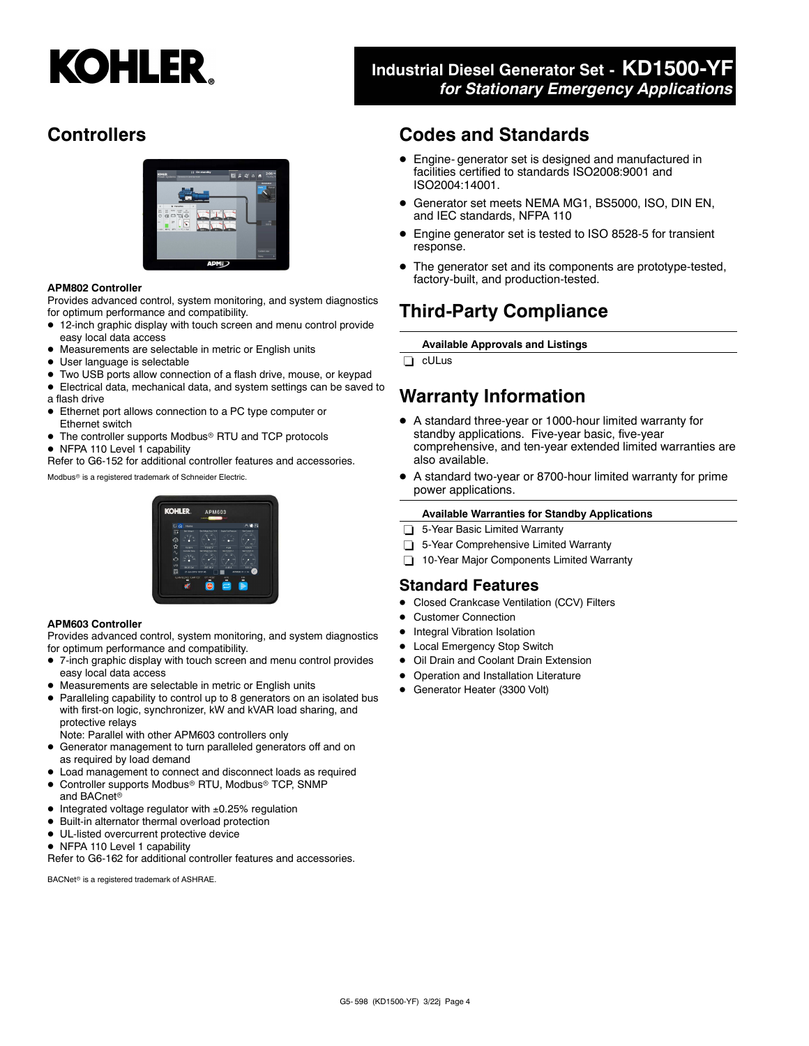# Industrial Diesel Generator Set - KD1500-YF

*for Stationary Emergency Applications*

## Controllers

**APM802 Controller**

Provides advanced control, system monitoring, and system diagnostics for optimum performance and compatibility.

- 12-inch graphic display with touch screen and menu control provide easy local data access
- Measurements are selectable in metric or English units
- User language is selectable
- Two USB ports allow connection of a flash drive, mouse, or keypad
- Electrical data, mechanical data, and system settings can be saved to a flash drive
- Ethernet port allows connection to a PC type computer or Ethernet switch
- The controller supports Modbus® RTU and TCP protocols
- NFPA 110 Level 1 capability

Refer to G6-152 for additional controller features and accessories.

Modbus® is a registered trademark of Schneider Electric.

**APM603 Controller**

Provides advanced control, system monitoring, and system diagnostics for optimum performance and compatibility.

- 7-inch graphic display with touch screen and menu control provides easy local data access
- Measurements are selectable in metric or English units
- Paralleling capability to control up to 8 generators on an isolated bus with first-on logic, synchronizer, kW and kVAR load sharing, and protective relays
  Note: Parallel with other APM603 controllers only
- Generator management to turn paralleled generators off and on as required by load demand
- Load management to connect and disconnect loads as required
- Controller supports Modbus® RTU, Modbus® TCP, SNMP and BACnet®
- Integrated voltage regulator with ±0.25% regulation
- Built-in alternator thermal overload protection
- UL-listed overcurrent protective device
- NFPA 110 Level 1 capability

Refer to G6-162 for additional controller features and accessories.

BACNet® is a registered trademark of ASHRAE.

## Codes and Standards

- Engine- generator set is designed and manufactured in facilities certified to standards ISO2008:9001 and ISO2004:14001.
- Generator set meets NEMA MG1, BS5000, ISO, DIN EN, and IEC standards, NFPA 110
- Engine generator set is tested to ISO 8528-5 for transient response.
- The generator set and its components are prototype-tested, factory-built, and production-tested.

## Third-Party Compliance

**Available Approvals and Listings**

- ❑ cULus

## Warranty Information

- A standard three-year or 1000-hour limited warranty for standby applications. Five-year basic, five-year comprehensive, and ten-year extended limited warranties are also available.
- A standard two-year or 8700-hour limited warranty for prime power applications.

**Available Warranties for Standby Applications**

- ❑ 5-Year Basic Limited Warranty
- ❑ 5-Year Comprehensive Limited Warranty
- ❑ 10-Year Major Components Limited Warranty

## Standard Features

- Closed Crankcase Ventilation (CCV) Filters
- Customer Connection
- Integral Vibration Isolation
- Local Emergency Stop Switch
- Oil Drain and Coolant Drain Extension
- Operation and Installation Literature
- Generator Heater (3300 Volt)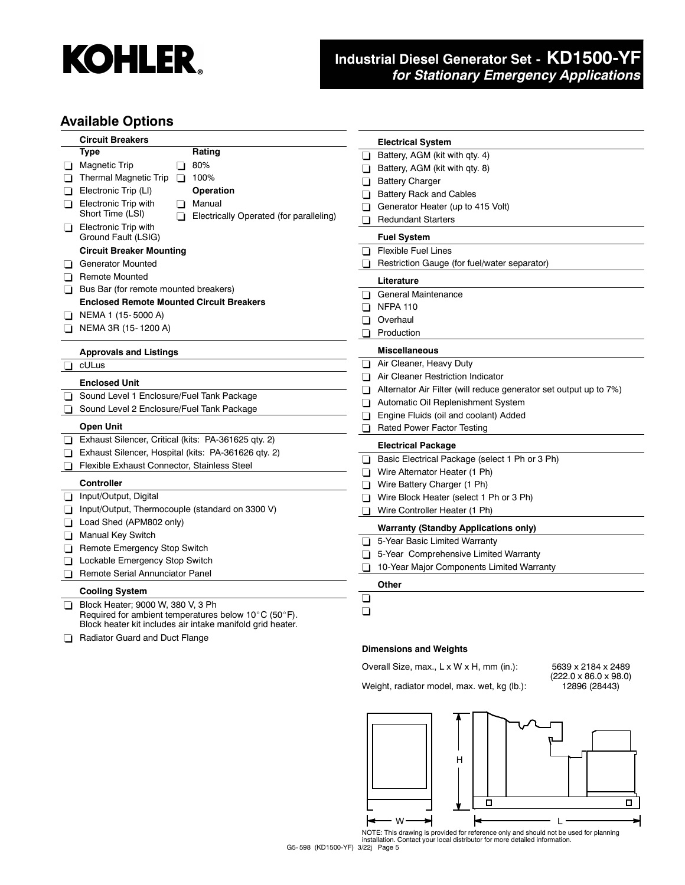# Industrial Diesel Generator Set - KD1500-YF
## *for Stationary Emergency Applications*

## Available Options

### Circuit Breakers

**Type**
- ☐ Magnetic Trip
- ☐ Thermal Magnetic Trip
- ☐ Electronic Trip (LI)
- ☐ Electronic Trip with Short Time (LSI)
- ☐ Electronic Trip with Ground Fault (LSIG)

**Rating**
- ☐ 80%
- ☐ 100%

**Operation**
- ☐ Manual
- ☐ Electrically Operated (for paralleling)

**Circuit Breaker Mounting**
- ☐ Generator Mounted
- ☐ Remote Mounted
- ☐ Bus Bar (for remote mounted breakers)

**Enclosed Remote Mounted Circuit Breakers**
- ☐ NEMA 1 (15- 5000 A)
- ☐ NEMA 3R (15- 1200 A)

### Approvals and Listings
- ☐ cULus

### Enclosed Unit
- ☐ Sound Level 1 Enclosure/Fuel Tank Package
- ☐ Sound Level 2 Enclosure/Fuel Tank Package

### Open Unit
- ☐ Exhaust Silencer, Critical (kits: PA-361625 qty. 2)
- ☐ Exhaust Silencer, Hospital (kits: PA-361626 qty. 2)
- ☐ Flexible Exhaust Connector, Stainless Steel

### Controller
- ☐ Input/Output, Digital
- ☐ Input/Output, Thermocouple (standard on 3300 V)
- ☐ Load Shed (APM802 only)
- ☐ Manual Key Switch
- ☐ Remote Emergency Stop Switch
- ☐ Lockable Emergency Stop Switch
- ☐ Remote Serial Annunciator Panel

### Cooling System
- ☐ Block Heater; 9000 W, 380 V, 3 Ph
  Required for ambient temperatures below 10°C (50°F).
  Block heater kit includes air intake manifold grid heater.
- ☐ Radiator Guard and Duct Flange

### Electrical System
- ☐ Battery, AGM (kit with qty. 4)
- ☐ Battery, AGM (kit with qty. 8)
- ☐ Battery Charger
- ☐ Battery Rack and Cables
- ☐ Generator Heater (up to 415 Volt)
- ☐ Redundant Starters

### Fuel System
- ☐ Flexible Fuel Lines
- ☐ Restriction Gauge (for fuel/water separator)

### Literature
- ☐ General Maintenance
- ☐ NFPA 110
- ☐ Overhaul
- ☐ Production

### Miscellaneous
- ☐ Air Cleaner, Heavy Duty
- ☐ Air Cleaner Restriction Indicator
- ☐ Alternator Air Filter (will reduce generator set output up to 7%)
- ☐ Automatic Oil Replenishment System
- ☐ Engine Fluids (oil and coolant) Added
- ☐ Rated Power Factor Testing

### Electrical Package
- ☐ Basic Electrical Package (select 1 Ph or 3 Ph)
- ☐ Wire Alternator Heater (1 Ph)
- ☐ Wire Battery Charger (1 Ph)
- ☐ Wire Block Heater (select 1 Ph or 3 Ph)
- ☐ Wire Controller Heater (1 Ph)

### Warranty (Standby Applications only)
- ☐ 5-Year Basic Limited Warranty
- ☐ 5-Year Comprehensive Limited Warranty
- ☐ 10-Year Major Components Limited Warranty

### Other
- ☐
- ☐

### Dimensions and Weights

| | |
|---|---|
| Overall Size, max., L x W x H, mm (in.): | 5639 x 2184 x 2489 (222.0 x 86.0 x 98.0) |
| Weight, radiator model, max. wet, kg (lb.): | 12896 (28443) |

NOTE: This drawing is provided for reference only and should not be used for planning installation. Contact your local distributor for more detailed information.

G5- 598 (KD1500-YF) 3/22j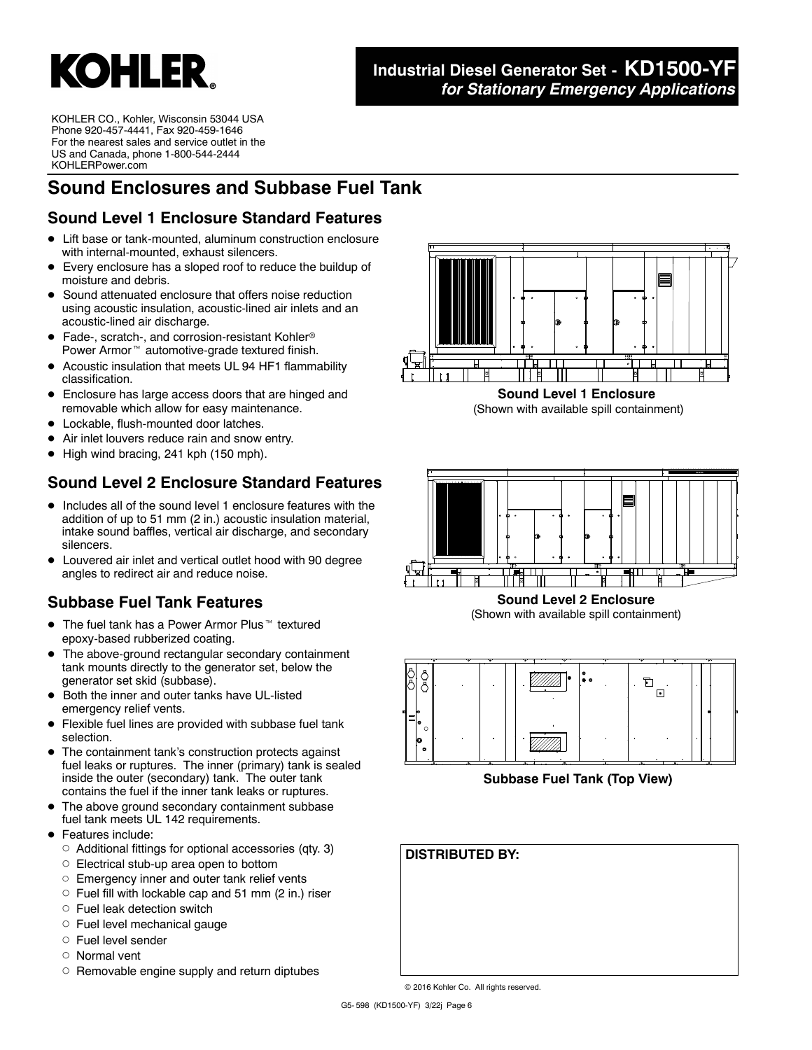# KOHLER.

**Industrial Diesel Generator Set - KD1500-YF**
***for Stationary Emergency Applications***

KOHLER CO., Kohler, Wisconsin 53044 USA
Phone 920-457-4441, Fax 920-459-1646
For the nearest sales and service outlet in the US and Canada, phone 1-800-544-2444
KOHLERPower.com

## Sound Enclosures and Subbase Fuel Tank

### Sound Level 1 Enclosure Standard Features

- Lift base or tank-mounted, aluminum construction enclosure with internal-mounted, exhaust silencers.
- Every enclosure has a sloped roof to reduce the buildup of moisture and debris.
- Sound attenuated enclosure that offers noise reduction using acoustic insulation, acoustic-lined air inlets and an acoustic-lined air discharge.
- Fade-, scratch-, and corrosion-resistant Kohler® Power Armor™ automotive-grade textured finish.
- Acoustic insulation that meets UL 94 HF1 flammability classification.
- Enclosure has large access doors that are hinged and removable which allow for easy maintenance.
- Lockable, flush-mounted door latches.
- Air inlet louvers reduce rain and snow entry.
- High wind bracing, 241 kph (150 mph).

**Sound Level 1 Enclosure**
(Shown with available spill containment)

### Sound Level 2 Enclosure Standard Features

- Includes all of the sound level 1 enclosure features with the addition of up to 51 mm (2 in.) acoustic insulation material, intake sound baffles, vertical air discharge, and secondary silencers.
- Louvered air inlet and vertical outlet hood with 90 degree angles to redirect air and reduce noise.

**Sound Level 2 Enclosure**
(Shown with available spill containment)

### Subbase Fuel Tank Features

- The fuel tank has a Power Armor Plus™ textured epoxy-based rubberized coating.
- The above-ground rectangular secondary containment tank mounts directly to the generator set, below the generator set skid (subbase).
- Both the inner and outer tanks have UL-listed emergency relief vents.
- Flexible fuel lines are provided with subbase fuel tank selection.
- The containment tank's construction protects against fuel leaks or ruptures. The inner (primary) tank is sealed inside the outer (secondary) tank. The outer tank contains the fuel if the inner tank leaks or ruptures.
- The above ground secondary containment subbase fuel tank meets UL 142 requirements.
- Features include:
  - Additional fittings for optional accessories (qty. 3)
  - Electrical stub-up area open to bottom
  - Emergency inner and outer tank relief vents
  - Fuel fill with lockable cap and 51 mm (2 in.) riser
  - Fuel leak detection switch
  - Fuel level mechanical gauge
  - Fuel level sender
  - Normal vent
  - Removable engine supply and return diptubes

**Subbase Fuel Tank (Top View)**

**DISTRIBUTED BY:**

© 2016 Kohler Co. All rights reserved.

G5- 598 (KD1500-YF) 3/22j